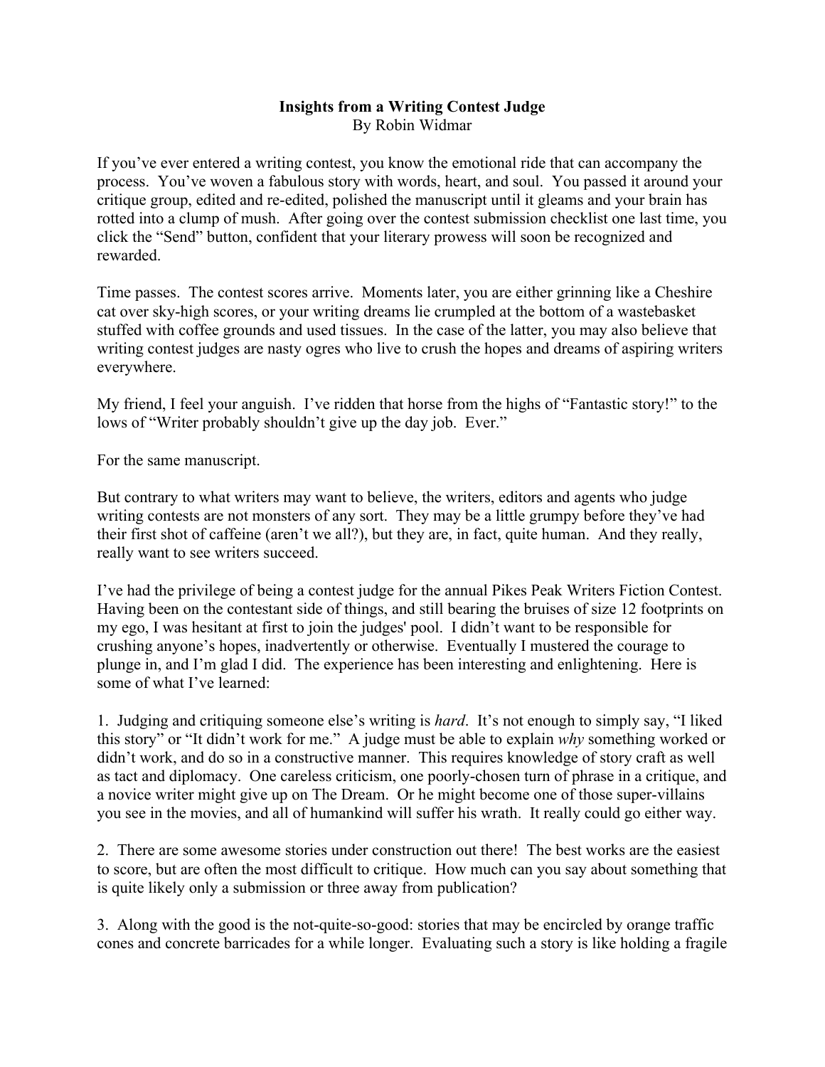# Insights from a Writing Contest Judge

By Robin Widmar

If you've ever entered a writing contest, you know the emotional ride that can accompany the process. You've woven a fabulous story with words, heart, and soul. You passed it around your critique group, edited and re-edited, polished the manuscript until it gleams and your brain has rotted into a clump of mush. After going over the contest submission checklist one last time, you click the "Send" button, confident that your literary prowess will soon be recognized and rewarded.

Time passes. The contest scores arrive. Moments later, you are either grinning like a Cheshire cat over sky-high scores, or your writing dreams lie crumpled at the bottom of a wastebasket stuffed with coffee grounds and used tissues. In the case of the latter, you may also believe that writing contest judges are nasty ogres who live to crush the hopes and dreams of aspiring writers everywhere.

My friend, I feel your anguish. I've ridden that horse from the highs of "Fantastic story!" to the lows of "Writer probably shouldn't give up the day job. Ever."

For the same manuscript.

But contrary to what writers may want to believe, the writers, editors and agents who judge writing contests are not monsters of any sort. They may be a little grumpy before they've had their first shot of caffeine (aren't we all?), but they are, in fact, quite human. And they really, really want to see writers succeed.

I've had the privilege of being a contest judge for the annual Pikes Peak Writers Fiction Contest. Having been on the contestant side of things, and still bearing the bruises of size 12 footprints on my ego, I was hesitant at first to join the judges' pool. I didn't want to be responsible for crushing anyone's hopes, inadvertently or otherwise. Eventually I mustered the courage to plunge in, and I'm glad I did. The experience has been interesting and enlightening. Here is some of what I've learned:

1. Judging and critiquing someone else's writing is *hard*. It's not enough to simply say, "I liked this story" or "It didn't work for me." A judge must be able to explain *why* something worked or didn't work, and do so in a constructive manner. This requires knowledge of story craft as well as tact and diplomacy. One careless criticism, one poorly-chosen turn of phrase in a critique, and a novice writer might give up on The Dream. Or he might become one of those super-villains you see in the movies, and all of humankind will suffer his wrath. It really could go either way.

2. There are some awesome stories under construction out there! The best works are the easiest to score, but are often the most difficult to critique. How much can you say about something that is quite likely only a submission or three away from publication?

3. Along with the good is the not-quite-so-good: stories that may be encircled by orange traffic cones and concrete barricades for a while longer. Evaluating such a story is like holding a fragile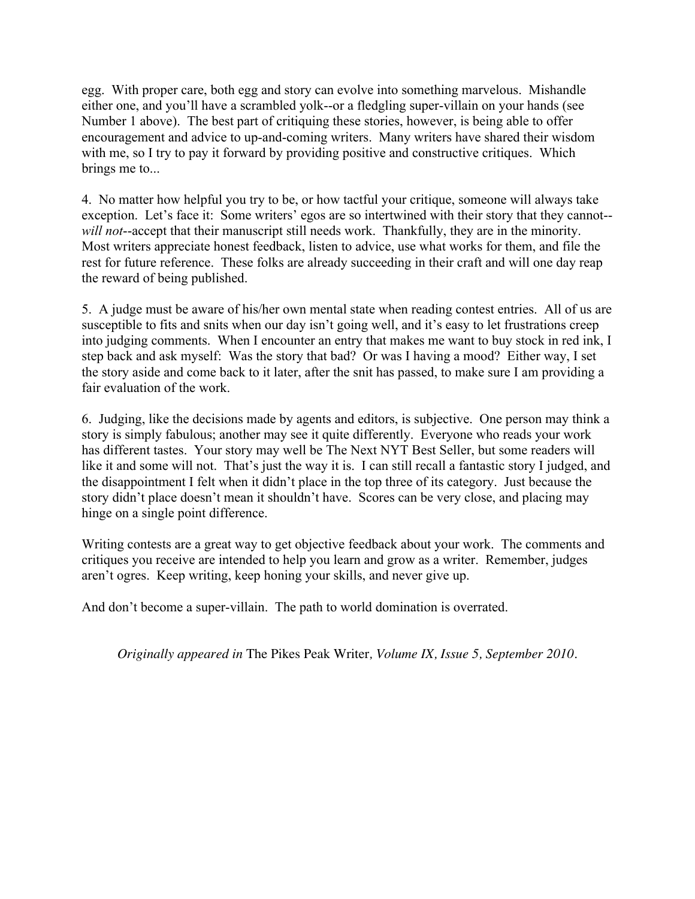egg.  With proper care, both egg and story can evolve into something marvelous.  Mishandle either one, and you'll have a scrambled yolk--or a fledgling super-villain on your hands (see Number 1 above).  The best part of critiquing these stories, however, is being able to offer encouragement and advice to up-and-coming writers.  Many writers have shared their wisdom with me, so I try to pay it forward by providing positive and constructive critiques.  Which brings me to...

4.  No matter how helpful you try to be, or how tactful your critique, someone will always take exception.  Let's face it:  Some writers' egos are so intertwined with their story that they cannot--*will not*--accept that their manuscript still needs work.  Thankfully, they are in the minority.  Most writers appreciate honest feedback, listen to advice, use what works for them, and file the rest for future reference.  These folks are already succeeding in their craft and will one day reap the reward of being published.

5.  A judge must be aware of his/her own mental state when reading contest entries.  All of us are susceptible to fits and snits when our day isn't going well, and it's easy to let frustrations creep into judging comments.  When I encounter an entry that makes me want to buy stock in red ink, I step back and ask myself:  Was the story that bad?  Or was I having a mood?  Either way, I set the story aside and come back to it later, after the snit has passed, to make sure I am providing a fair evaluation of the work.

6.  Judging, like the decisions made by agents and editors, is subjective.  One person may think a story is simply fabulous; another may see it quite differently.  Everyone who reads your work has different tastes.  Your story may well be The Next NYT Best Seller, but some readers will like it and some will not.  That's just the way it is.  I can still recall a fantastic story I judged, and the disappointment I felt when it didn't place in the top three of its category.  Just because the story didn't place doesn't mean it shouldn't have.  Scores can be very close, and placing may hinge on a single point difference.

Writing contests are a great way to get objective feedback about your work.  The comments and critiques you receive are intended to help you learn and grow as a writer.  Remember, judges aren't ogres.  Keep writing, keep honing your skills, and never give up.

And don't become a super-villain.  The path to world domination is overrated.

*Originally appeared in* The Pikes Peak Writer*, Volume IX, Issue 5, September 2010*.